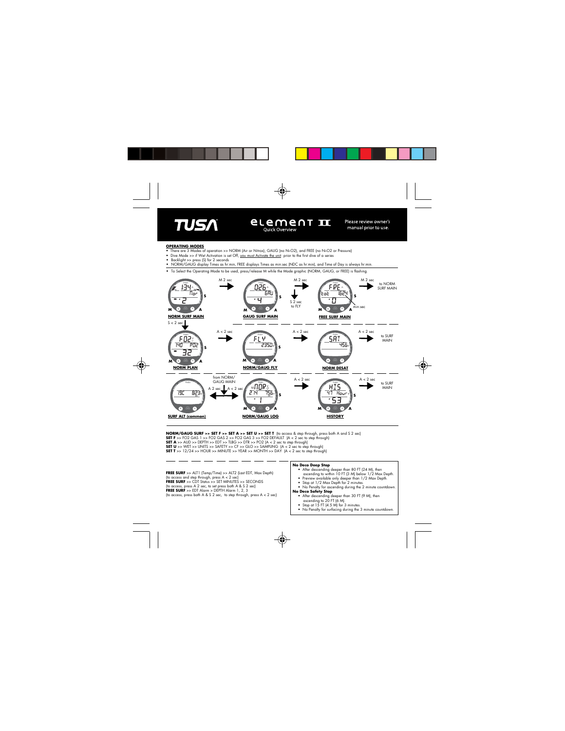# TUSA element II Quick Overview

Please review owner's manual prior to use.

**OPERATING MODES**

- There are 3 Modes of operation >> NORM (Air or Nitrox), GAUG (no Ni-O2), and FREE (no Ni-O2 or Pressure)
- Dive Mode >> if Wet Activation is set Off, you must Activate the unit prior to the first dive of a series
- Backlight >> press (S) for 2 seconds
- NORM/GAUG display Times as hr:min, FREE displays Times as min:sec (NDC as hr:min), and Time of Day is always hr:min.
- To Select the Operating Mode to be used, press/release M while the Mode graphic (NORM, GAUG, or FREE) is flashing.

NORM SURF MAIN — M 2 sec → GAUG SURF MAIN — M 2 sec → FREE SURF MAIN — M 2 sec → to NORM SURF MAIN

GAUG SURF MAIN: S 2 sec to FLY

FREE SURF MAIN: min:sec

NORM SURF MAIN: S < 2 sec → NORM PLAN

NORM PLAN — A < 2 sec → NORM/GAUG FLY — A < 2 sec → NORM DESAT — A < 2 sec → to SURF MAIN

from NORM/GAUG MAIN: A 2 sec → SURF ALT (common); A < 2 sec → NORM/GAUG LOG

NORM/GAUG LOG — A < 2 sec → HISTORY — A < 2 sec → to SURF MAIN

**NORM/GAUG SURF >> SET F >> SET A >> SET U >> SET T** (to access & step through, press both A and S 2 sec)
**SET F** >> FO2 GAS 1 >> FO2 GAS 2 >> FO2 GAS 3 >> FO2 DEFAULT (A < 2 sec to step through)
**SET A** >> AUD >> DEPTH >> EDT >> TLBG >> DTR >> PO2 (A < 2 sec to step through)
**SET U** >> WET >> UNITS >> SAFETY >> CF >> GLO >> SAMPLING (A < 2 sec to step through)
**SET T** >> 12/24 >> HOUR >> MINUTE >> YEAR >> MONTH >> DAY (A < 2 sec to step through)

**FREE SURF** >> ALT1 (Temp/Time) >> ALT2 (Last EDT, Max Depth)
(to access and step through, press A < 2 sec)
**FREE SURF** >> CDT Status >> SET MINUTES >> SECONDS
(to access, press A 2 sec, to set press both A & S 2 sec)
**FREE SURF** >> EDT Alarm > DEPTH Alarm 1, 2, 3
(to access, press both A & S 2 sec, to step through, press A < 2 sec)

**No Deco Deep Stop**
- After descending deeper than 80 FT (24 M), then ascending to within 10 FT (3 M) below 1/2 Max Depth.
- Preview available only deeper than 1/2 Max Depth.
- Stop at 1/2 Max Depth for 2 minutes.
- No Penalty for ascending during the 2 minute countdown.

**No Deco Safety Stop**
- After descending deeper than 30 FT (9 M), then ascending to 20 FT (6 M).
- Stop at 15 FT (4.5 M) for 3 minutes.
- No Penalty for surfacing during the 3 minute countdown.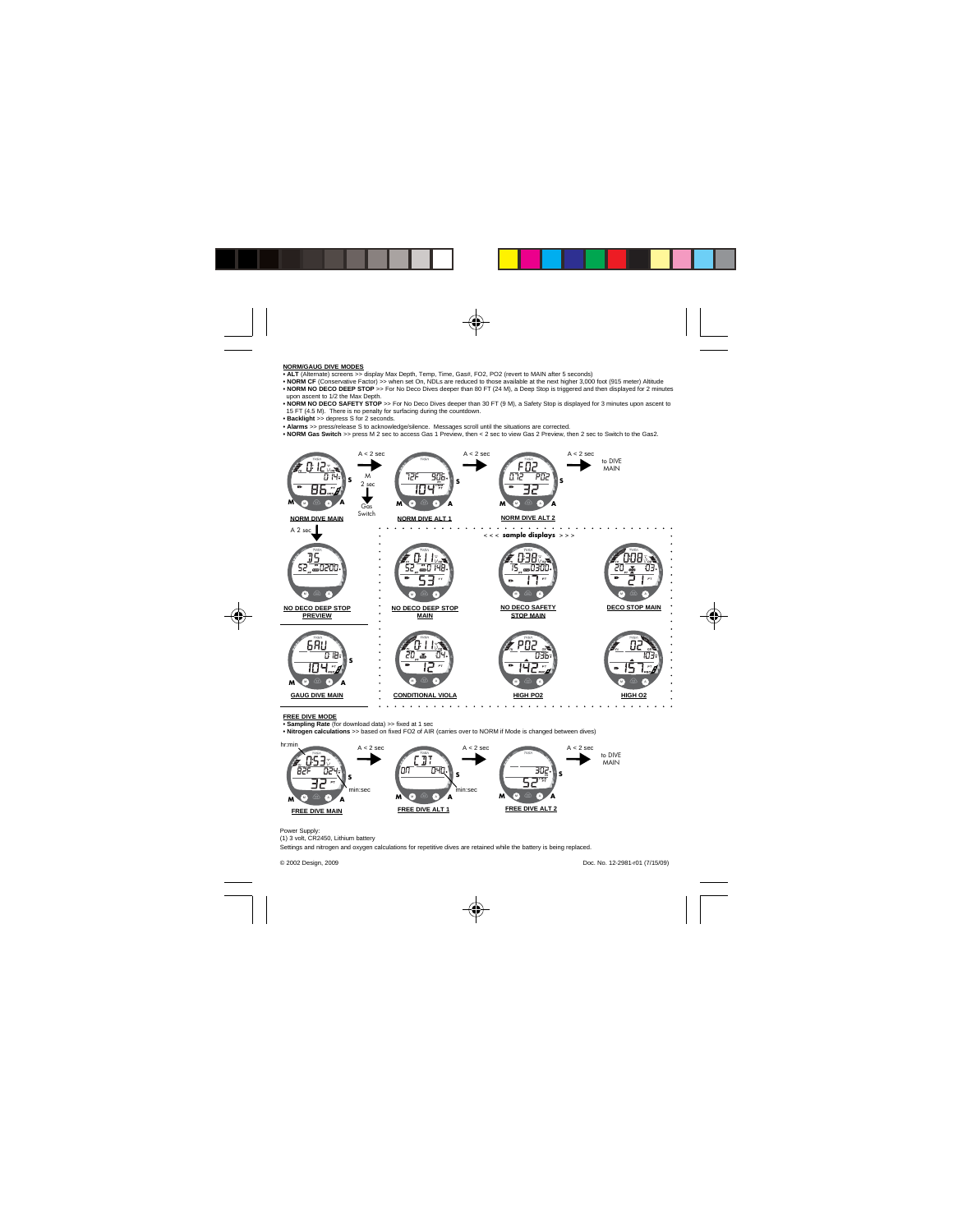**NORM/GAUG DIVE MODES**

- **ALT** (Alternate) screens >> display Max Depth, Temp, Time, Gas#, FO2, PO2 (revert to MAIN after 5 seconds)
- **NORM CF** (Conservative Factor) >> when set On, NDLs are reduced to those available at the next higher 3,000 foot (915 meter) Altitude
- **NORM NO DECO DEEP STOP** >> For No Deco Dives deeper than 80 FT (24 M), a Deep Stop is triggered and then displayed for 2 minutes upon ascent to 1/2 the Max Depth.
- **NORM NO DECO SAFETY STOP** >> For No Deco Dives deeper than 30 FT (9 M), a Safety Stop is displayed for 3 minutes upon ascent to 15 FT (4.5 M). There is no penalty for surfacing during the countdown.
- **Backlight** >> depress S for 2 seconds.
- **Alarms** >> press/release S to acknowledge/silence. Messages scroll until the situations are corrected.
- **NORM Gas Switch** >> press M 2 sec to access Gas 1 Preview, then < 2 sec to view Gas 2 Preview, then 2 sec to Switch to the Gas2.

A < 2 sec

M 2 sec Gas Switch

A < 2 sec

A < 2 sec

to DIVE MAIN

NORM DIVE MAIN

NORM DIVE ALT 1

NORM DIVE ALT 2

A 2 sec

<<< sample displays >>>

NO DECO DEEP STOP PREVIEW

NO DECO DEEP STOP MAIN

NO DECO SAFETY STOP MAIN

DECO STOP MAIN

GAUG DIVE MAIN

CONDITIONAL VIOLA

HIGH PO2

HIGH O2

**FREE DIVE MODE**

- **Sampling Rate** (for download data) >> fixed at 1 sec
- **Nitrogen calculations** >> based on fixed FO2 of AIR (carries over to NORM if Mode is changed between dives)

hr:min

A < 2 sec

A < 2 sec

A < 2 sec

to DIVE MAIN

min:sec

min:sec

FREE DIVE MAIN

FREE DIVE ALT 1

FREE DIVE ALT 2

Power Supply:
(1) 3 volt, CR2450, Lithium battery

Settings and nitrogen and oxygen calculations for repetitive dives are retained while the battery is being replaced.

© 2002 Design, 2009

Doc. No. 12-2981-r01 (7/15/09)